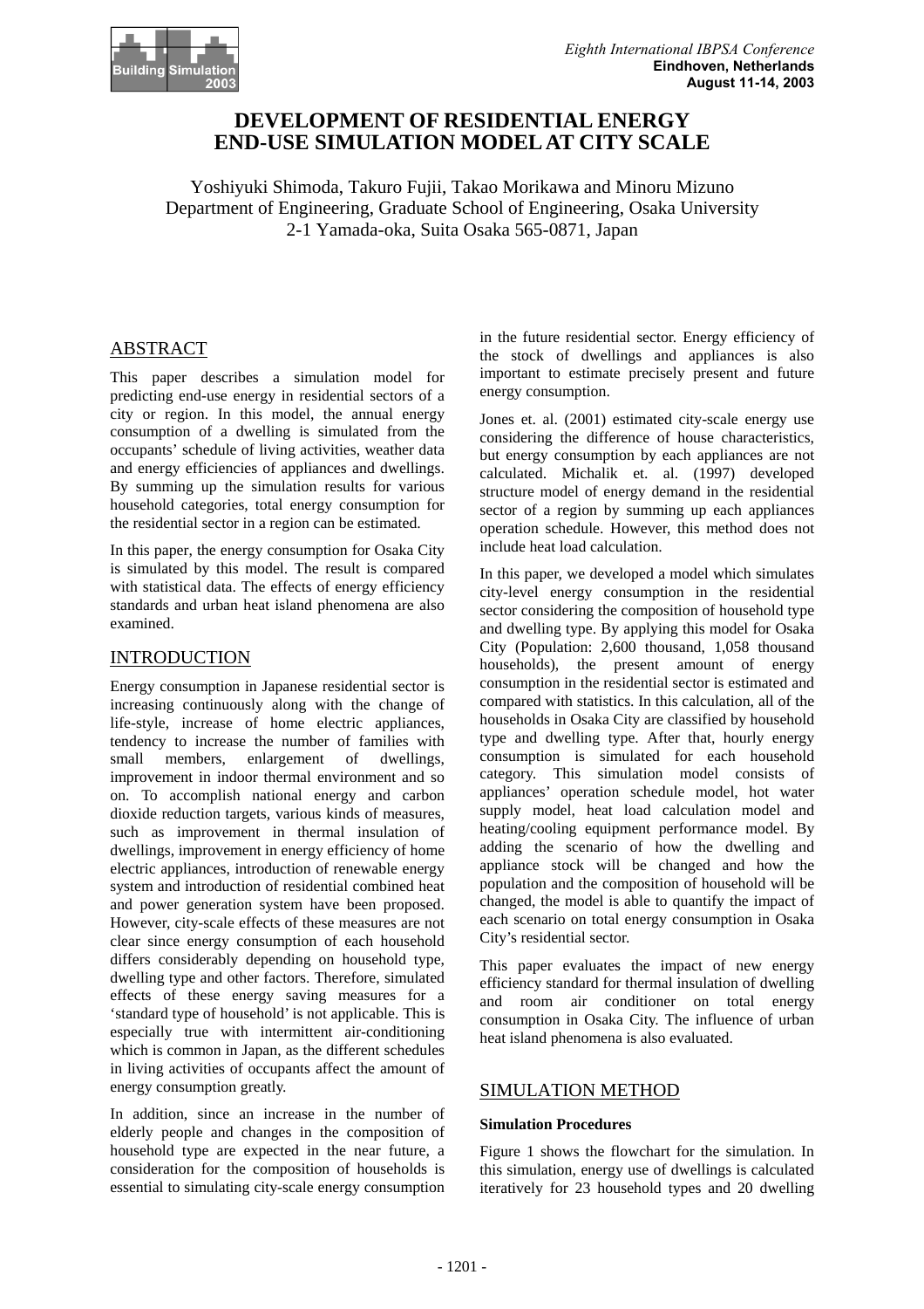# DEVELOPMENT OF RESIDENTIAL ENERGY END-USE SIMULATION MODEL AT CITY SCALE

Yoshiyuki Shimoda, Takuro Fujii, Takao Morikawa and Minoru Mizuno
Department of Engineering, Graduate School of Engineering, Osaka University
2-1 Yamada-oka, Suita Osaka 565-0871, Japan

## ABSTRACT

This paper describes a simulation model for predicting end-use energy in residential sectors of a city or region. In this model, the annual energy consumption of a dwelling is simulated from the occupants' schedule of living activities, weather data and energy efficiencies of appliances and dwellings. By summing up the simulation results for various household categories, total energy consumption for the residential sector in a region can be estimated.

In this paper, the energy consumption for Osaka City is simulated by this model. The result is compared with statistical data. The effects of energy efficiency standards and urban heat island phenomena are also examined.

## INTRODUCTION

Energy consumption in Japanese residential sector is increasing continuously along with the change of life-style, increase of home electric appliances, tendency to increase the number of families with small members, enlargement of dwellings, improvement in indoor thermal environment and so on. To accomplish national energy and carbon dioxide reduction targets, various kinds of measures, such as improvement in thermal insulation of dwellings, improvement in energy efficiency of home electric appliances, introduction of renewable energy system and introduction of residential combined heat and power generation system have been proposed. However, city-scale effects of these measures are not clear since energy consumption of each household differs considerably depending on household type, dwelling type and other factors. Therefore, simulated effects of these energy saving measures for a 'standard type of household' is not applicable. This is especially true with intermittent air-conditioning which is common in Japan, as the different schedules in living activities of occupants affect the amount of energy consumption greatly.

In addition, since an increase in the number of elderly people and changes in the composition of household type are expected in the near future, a consideration for the composition of households is essential to simulating city-scale energy consumption in the future residential sector. Energy efficiency of the stock of dwellings and appliances is also important to estimate precisely present and future energy consumption.

Jones et. al. (2001) estimated city-scale energy use considering the difference of house characteristics, but energy consumption by each appliances are not calculated. Michalik et. al. (1997) developed structure model of energy demand in the residential sector of a region by summing up each appliances operation schedule. However, this method does not include heat load calculation.

In this paper, we developed a model which simulates city-level energy consumption in the residential sector considering the composition of household type and dwelling type. By applying this model for Osaka City (Population: 2,600 thousand, 1,058 thousand households), the present amount of energy consumption in the residential sector is estimated and compared with statistics. In this calculation, all of the households in Osaka City are classified by household type and dwelling type. After that, hourly energy consumption is simulated for each household category. This simulation model consists of appliances' operation schedule model, hot water supply model, heat load calculation model and heating/cooling equipment performance model. By adding the scenario of how the dwelling and appliance stock will be changed and how the population and the composition of household will be changed, the model is able to quantify the impact of each scenario on total energy consumption in Osaka City's residential sector.

This paper evaluates the impact of new energy efficiency standard for thermal insulation of dwelling and room air conditioner on total energy consumption in Osaka City. The influence of urban heat island phenomena is also evaluated.

## SIMULATION METHOD

### Simulation Procedures

Figure 1 shows the flowchart for the simulation. In this simulation, energy use of dwellings is calculated iteratively for 23 household types and 20 dwelling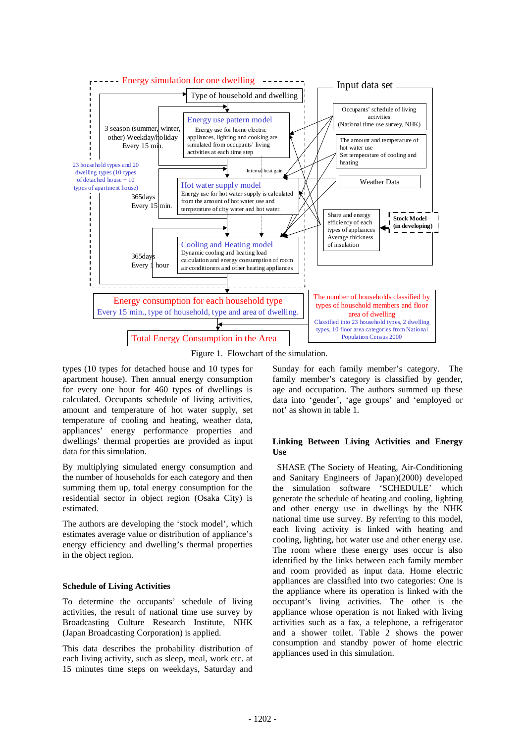Figure 1. Flowchart of the simulation.

types (10 types for detached house and 10 types for apartment house). Then annual energy consumption for every one hour for 460 types of dwellings is calculated. Occupants schedule of living activities, amount and temperature of hot water supply, set temperature of cooling and heating, weather data, appliances' energy performance properties and dwellings' thermal properties are provided as input data for this simulation.

By multiplying simulated energy consumption and the number of households for each category and then summing them up, total energy consumption for the residential sector in object region (Osaka City) is estimated.

The authors are developing the 'stock model', which estimates average value or distribution of appliance's energy efficiency and dwelling's thermal properties in the object region.

### Schedule of Living Activities

To determine the occupants' schedule of living activities, the result of national time use survey by Broadcasting Culture Research Institute, NHK (Japan Broadcasting Corporation) is applied.

This data describes the probability distribution of each living activity, such as sleep, meal, work etc. at 15 minutes time steps on weekdays, Saturday and Sunday for each family member's category. The family member's category is classified by gender, age and occupation. The authors summed up these data into 'gender', 'age groups' and 'employed or not' as shown in table 1.

### Linking Between Living Activities and Energy Use

SHASE (The Society of Heating, Air-Conditioning and Sanitary Engineers of Japan)(2000) developed the simulation software 'SCHEDULE' which generate the schedule of heating and cooling, lighting and other energy use in dwellings by the NHK national time use survey. By referring to this model, each living activity is linked with heating and cooling, lighting, hot water use and other energy use. The room where these energy uses occur is also identified by the links between each family member and room provided as input data. Home electric appliances are classified into two categories: One is the appliance where its operation is linked with the occupant's living activities. The other is the appliance whose operation is not linked with living activities such as a fax, a telephone, a refrigerator and a shower toilet. Table 2 shows the power consumption and standby power of home electric appliances used in this simulation.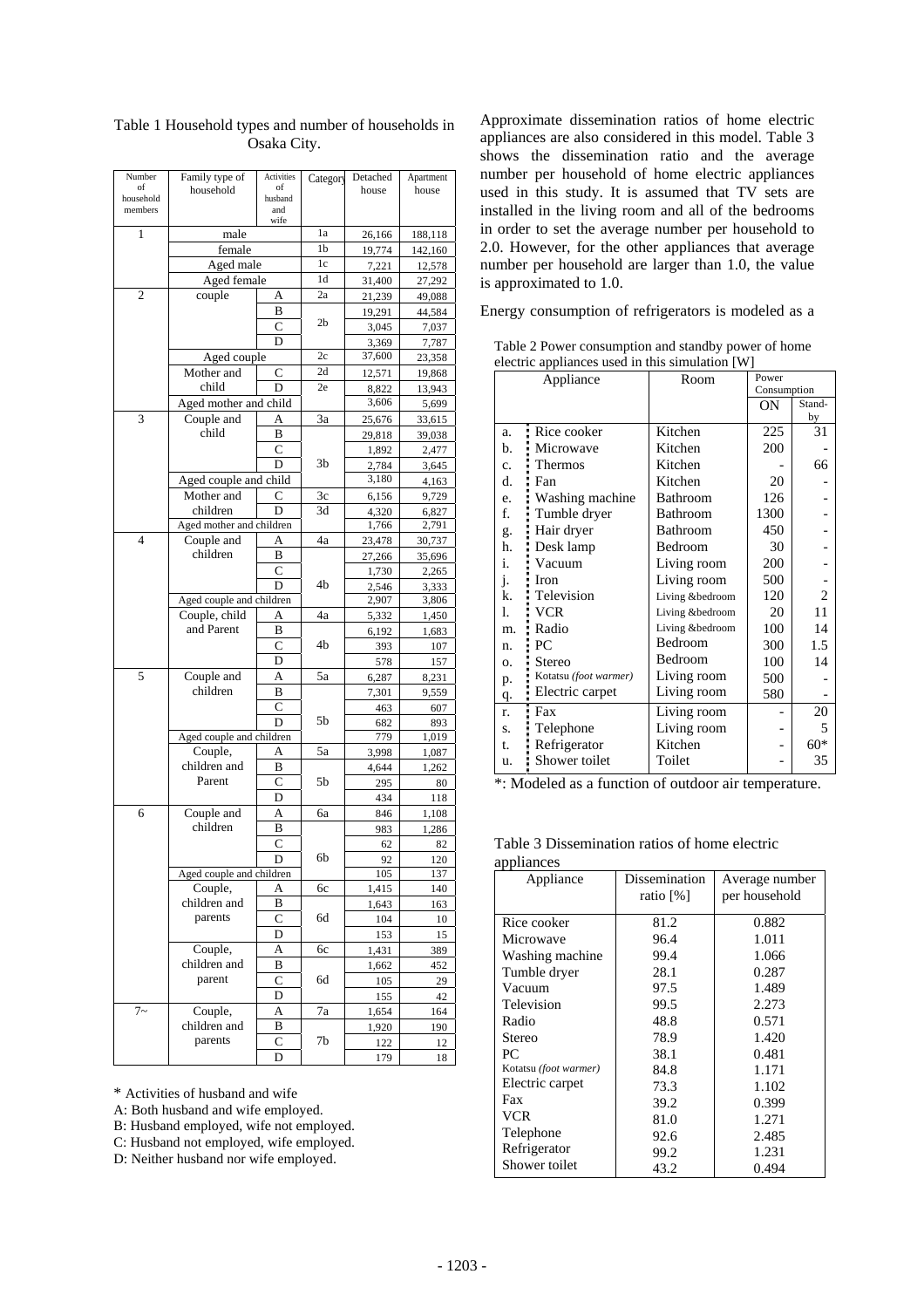Table 1 Household types and number of households in Osaka City.

| Number of household members | Family type of household | Activities of husband and wife | Category | Detached house | Apartment house |
|---|---|---|---|---|---|
| 1 | male | | 1a | 26,166 | 188,118 |
| | female | | 1b | 19,774 | 142,160 |
| | Aged male | | 1c | 7,221 | 12,578 |
| | Aged female | | 1d | 31,400 | 27,292 |
| 2 | couple | A | 2a | 21,239 | 49,088 |
| | | B | 2b | 19,291 | 44,584 |
| | | C | | 3,045 | 7,037 |
| | | D | | 3,369 | 7,787 |
| | Aged couple | | 2c | 37,600 | 23,358 |
| | Mother and child | C | 2d | 12,571 | 19,868 |
| | | D | 2e | 8,822 | 13,943 |
| | Aged mother and child | | | 3,606 | 5,699 |
| 3 | Couple and child | A | 3a | 25,676 | 33,615 |
| | | B | 3b | 29,818 | 39,038 |
| | | C | | 1,892 | 2,477 |
| | | D | | 2,784 | 3,645 |
| | Aged couple and child | | | 3,180 | 4,163 |
| | Mother and children | C | 3c | 6,156 | 9,729 |
| | | D | 3d | 4,320 | 6,827 |
| | Aged mother and children | | | 1,766 | 2,791 |
| 4 | Couple and children | A | 4a | 23,478 | 30,737 |
| | | B | 4b | 27,266 | 35,696 |
| | | C | | 1,730 | 2,265 |
| | | D | | 2,546 | 3,333 |
| | Aged couple and children | | | 2,907 | 3,806 |
| | Couple, child and Parent | A | 4a | 5,332 | 1,450 |
| | | B | 4b | 6,192 | 1,683 |
| | | C | | 393 | 107 |
| | | D | | 578 | 157 |
| 5 | Couple and children | A | 5a | 6,287 | 8,231 |
| | | B | 5b | 7,301 | 9,559 |
| | | C | | 463 | 607 |
| | | D | | 682 | 893 |
| | Aged couple and children | | | 779 | 1,019 |
| | Couple, children and Parent | A | 5a | 3,998 | 1,087 |
| | | B | 5b | 4,644 | 1,262 |
| | | C | | 295 | 80 |
| | | D | | 434 | 118 |
| 6 | Couple and children | A | 6a | 846 | 1,108 |
| | | B | 6b | 983 | 1,286 |
| | | C | | 62 | 82 |
| | | D | | 92 | 120 |
| | Aged couple and children | | | 105 | 137 |
| | Couple, children and parents | A | 6c | 1,415 | 140 |
| | | B | 6d | 1,643 | 163 |
| | | C | | 104 | 10 |
| | | D | | 153 | 15 |
| | Couple, children and parent | A | 6c | 1,431 | 389 |
| | | B | 6d | 1,662 | 452 |
| | | C | | 105 | 29 |
| | | D | | 155 | 42 |
| 7~ | Couple, children and parents | A | 7a | 1,654 | 164 |
| | | B | 7b | 1,920 | 190 |
| | | C | | 122 | 12 |
| | | D | | 179 | 18 |

\* Activities of husband and wife

A: Both husband and wife employed.

B: Husband employed, wife not employed.

C: Husband not employed, wife employed.

D: Neither husband nor wife employed.

Approximate dissemination ratios of home electric appliances are also considered in this model. Table 3 shows the dissemination ratio and the average number per household of home electric appliances used in this study. It is assumed that TV sets are installed in the living room and all of the bedrooms in order to set the average number per household to 2.0. However, for the other appliances that average number per household are larger than 1.0, the value is approximated to 1.0.

Energy consumption of refrigerators is modeled as a

Table 2 Power consumption and standby power of home electric appliances used in this simulation [W]

| | Appliance | Room | Power Consumption ON | Stand-by |
|---|---|---|---|---|
| a. | Rice cooker | Kitchen | 225 | 31 |
| b. | Microwave | Kitchen | 200 | - |
| c. | Thermos | Kitchen | - | 66 |
| d. | Fan | Kitchen | 20 | - |
| e. | Washing machine | Bathroom | 126 | - |
| f. | Tumble dryer | Bathroom | 1300 | - |
| g. | Hair dryer | Bathroom | 450 | - |
| h. | Desk lamp | Bedroom | 30 | - |
| i. | Vacuum | Living room | 200 | - |
| j. | Iron | Living room | 500 | - |
| k. | Television | Living &bedroom | 120 | 2 |
| l. | VCR | Living &bedroom | 20 | 11 |
| m. | Radio | Living &bedroom | 100 | 14 |
| n. | PC | Bedroom | 300 | 1.5 |
| o. | Stereo | Bedroom | 100 | 14 |
| p. | Kotatsu *(foot warmer)* | Living room | 500 | - |
| q. | Electric carpet | Living room | 580 | - |
| r. | Fax | Living room | - | 20 |
| s. | Telephone | Living room | - | 5 |
| t. | Refrigerator | Kitchen | - | 60* |
| u. | Shower toilet | Toilet | - | 35 |

*: Modeled as a function of outdoor air temperature.

Table 3 Dissemination ratios of home electric appliances

| Appliance | Dissemination ratio [%] | Average number per household |
|---|---|---|
| Rice cooker | 81.2 | 0.882 |
| Microwave | 96.4 | 1.011 |
| Washing machine | 99.4 | 1.066 |
| Tumble dryer | 28.1 | 0.287 |
| Vacuum | 97.5 | 1.489 |
| Television | 99.5 | 2.273 |
| Radio | 48.8 | 0.571 |
| Stereo | 78.9 | 1.420 |
| PC | 38.1 | 0.481 |
| Kotatsu *(foot warmer)* | 84.8 | 1.171 |
| Electric carpet | 73.3 | 1.102 |
| Fax | 39.2 | 0.399 |
| VCR | 81.0 | 1.271 |
| Telephone | 92.6 | 2.485 |
| Refrigerator | 99.2 | 1.231 |
| Shower toilet | 43.2 | 0.494 |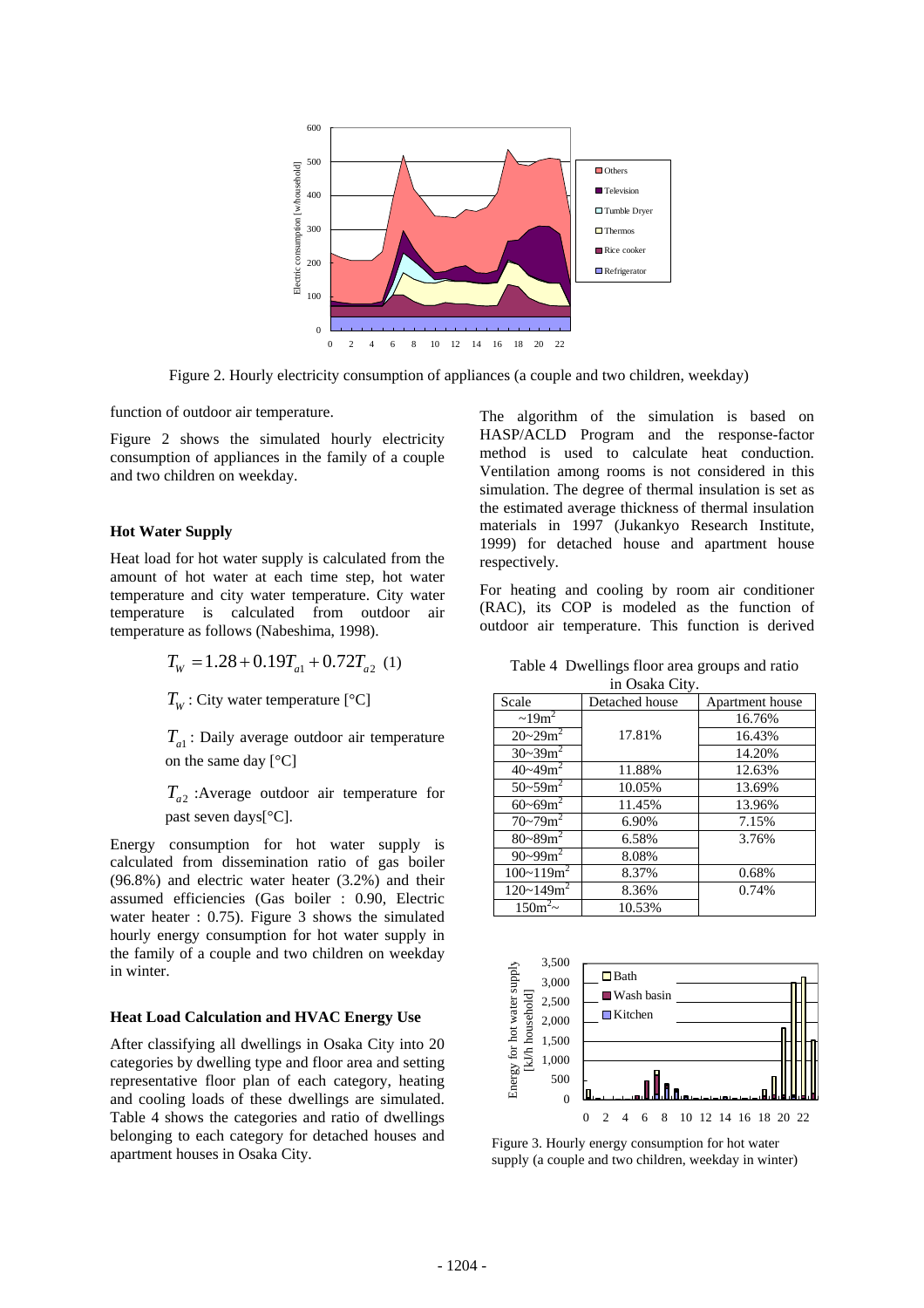Figure 2. Hourly electricity consumption of appliances (a couple and two children, weekday)

function of outdoor air temperature.

Figure 2 shows the simulated hourly electricity consumption of appliances in the family of a couple and two children on weekday.

### Hot Water Supply

Heat load for hot water supply is calculated from the amount of hot water at each time step, hot water temperature and city water temperature. City water temperature is calculated from outdoor air temperature as follows (Nabeshima, 1998).

$$T_W = 1.28 + 0.19T_{a1} + 0.72T_{a2} \quad (1)$$

$T_W$ : City water temperature [°C]

$T_{a1}$ : Daily average outdoor air temperature on the same day [°C]

$T_{a2}$ :Average outdoor air temperature for past seven days[°C].

Energy consumption for hot water supply is calculated from dissemination ratio of gas boiler (96.8%) and electric water heater (3.2%) and their assumed efficiencies (Gas boiler : 0.90, Electric water heater : 0.75). Figure 3 shows the simulated hourly energy consumption for hot water supply in the family of a couple and two children on weekday in winter.

### Heat Load Calculation and HVAC Energy Use

After classifying all dwellings in Osaka City into 20 categories by dwelling type and floor area and setting representative floor plan of each category, heating and cooling loads of these dwellings are simulated. Table 4 shows the categories and ratio of dwellings belonging to each category for detached houses and apartment houses in Osaka City.

The algorithm of the simulation is based on HASP/ACLD Program and the response-factor method is used to calculate heat conduction. Ventilation among rooms is not considered in this simulation. The degree of thermal insulation is set as the estimated average thickness of thermal insulation materials in 1997 (Jukankyo Research Institute, 1999) for detached house and apartment house respectively.

For heating and cooling by room air conditioner (RAC), its COP is modeled as the function of outdoor air temperature. This function is derived

Table 4 Dwellings floor area groups and ratio in Osaka City.

| Scale | Detached house | Apartment house |
|---|---|---|
| ~19m$^2$ | 17.81% | 16.76% |
| 20~29m$^2$ | | 16.43% |
| 30~39m$^2$ | | 14.20% |
| 40~49m$^2$ | 11.88% | 12.63% |
| 50~59m$^2$ | 10.05% | 13.69% |
| 60~69m$^2$ | 11.45% | 13.96% |
| 70~79m$^2$ | 6.90% | 7.15% |
| 80~89m$^2$ | 6.58% | 3.76% |
| 90~99m$^2$ | 8.08% | |
| 100~119m$^2$ | 8.37% | 0.68% |
| 120~149m$^2$ | 8.36% | 0.74% |
| 150m$^2$~ | 10.53% | |

Figure 3. Hourly energy consumption for hot water supply (a couple and two children, weekday in winter)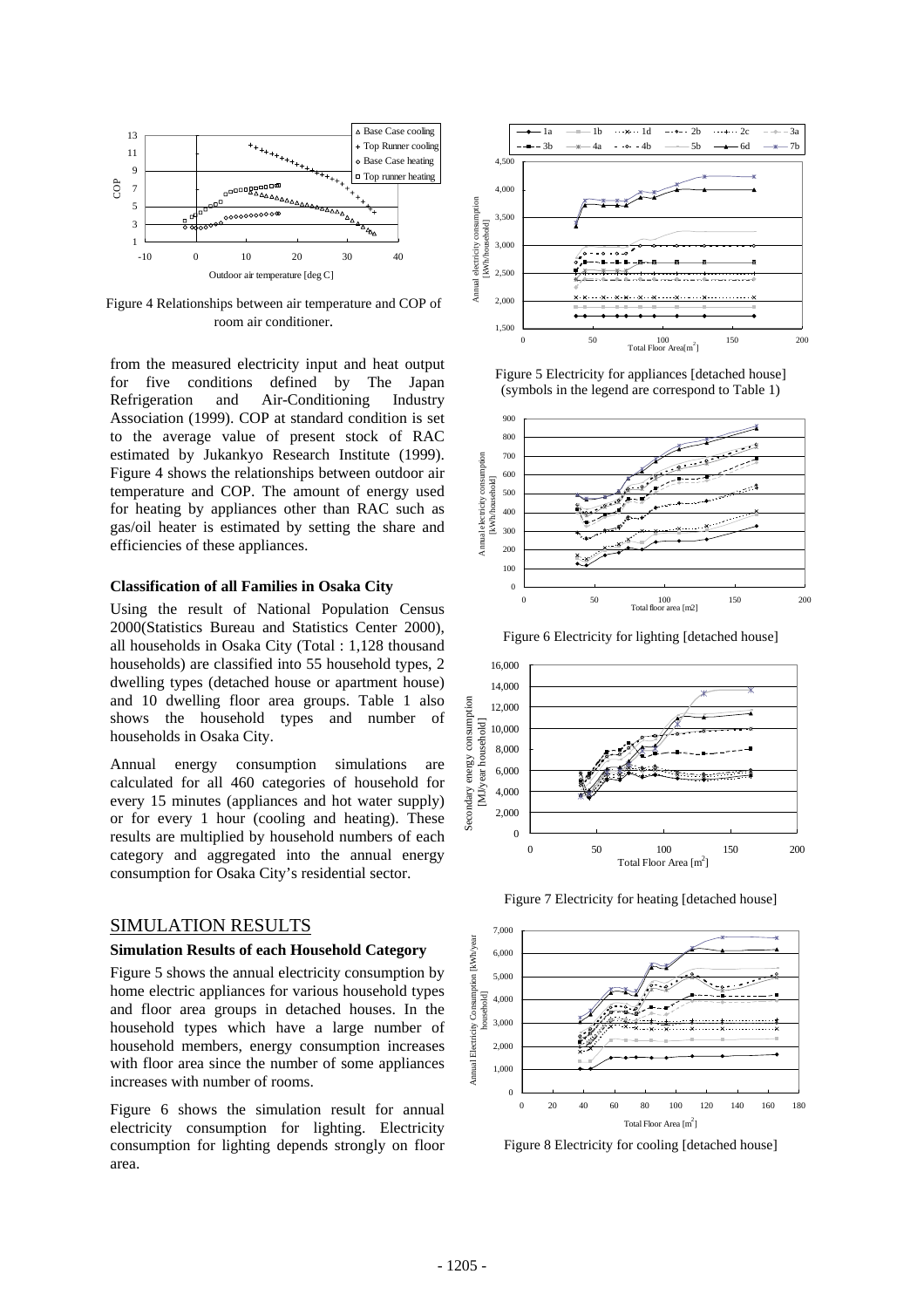Figure 4 Relationships between air temperature and COP of room air conditioner.

from the measured electricity input and heat output for five conditions defined by The Japan Refrigeration and Air-Conditioning Industry Association (1999). COP at standard condition is set to the average value of present stock of RAC estimated by Jukankyo Research Institute (1999). Figure 4 shows the relationships between outdoor air temperature and COP. The amount of energy used for heating by appliances other than RAC such as gas/oil heater is estimated by setting the share and efficiencies of these appliances.

**Classification of all Families in Osaka City**

Using the result of National Population Census 2000(Statistics Bureau and Statistics Center 2000), all households in Osaka City (Total : 1,128 thousand households) are classified into 55 household types, 2 dwelling types (detached house or apartment house) and 10 dwelling floor area groups. Table 1 also shows the household types and number of households in Osaka City.

Annual energy consumption simulations are calculated for all 460 categories of household for every 15 minutes (appliances and hot water supply) or for every 1 hour (cooling and heating). These results are multiplied by household numbers of each category and aggregated into the annual energy consumption for Osaka City's residential sector.

## SIMULATION RESULTS

**Simulation Results of each Household Category**

Figure 5 shows the annual electricity consumption by home electric appliances for various household types and floor area groups in detached houses. In the household types which have a large number of household members, energy consumption increases with floor area since the number of some appliances increases with number of rooms.

Figure 6 shows the simulation result for annual electricity consumption for lighting. Electricity consumption for lighting depends strongly on floor area.

Figure 5 Electricity for appliances [detached house] (symbols in the legend are correspond to Table 1)

Figure 6 Electricity for lighting [detached house]

Figure 7 Electricity for heating [detached house]

Figure 8 Electricity for cooling [detached house]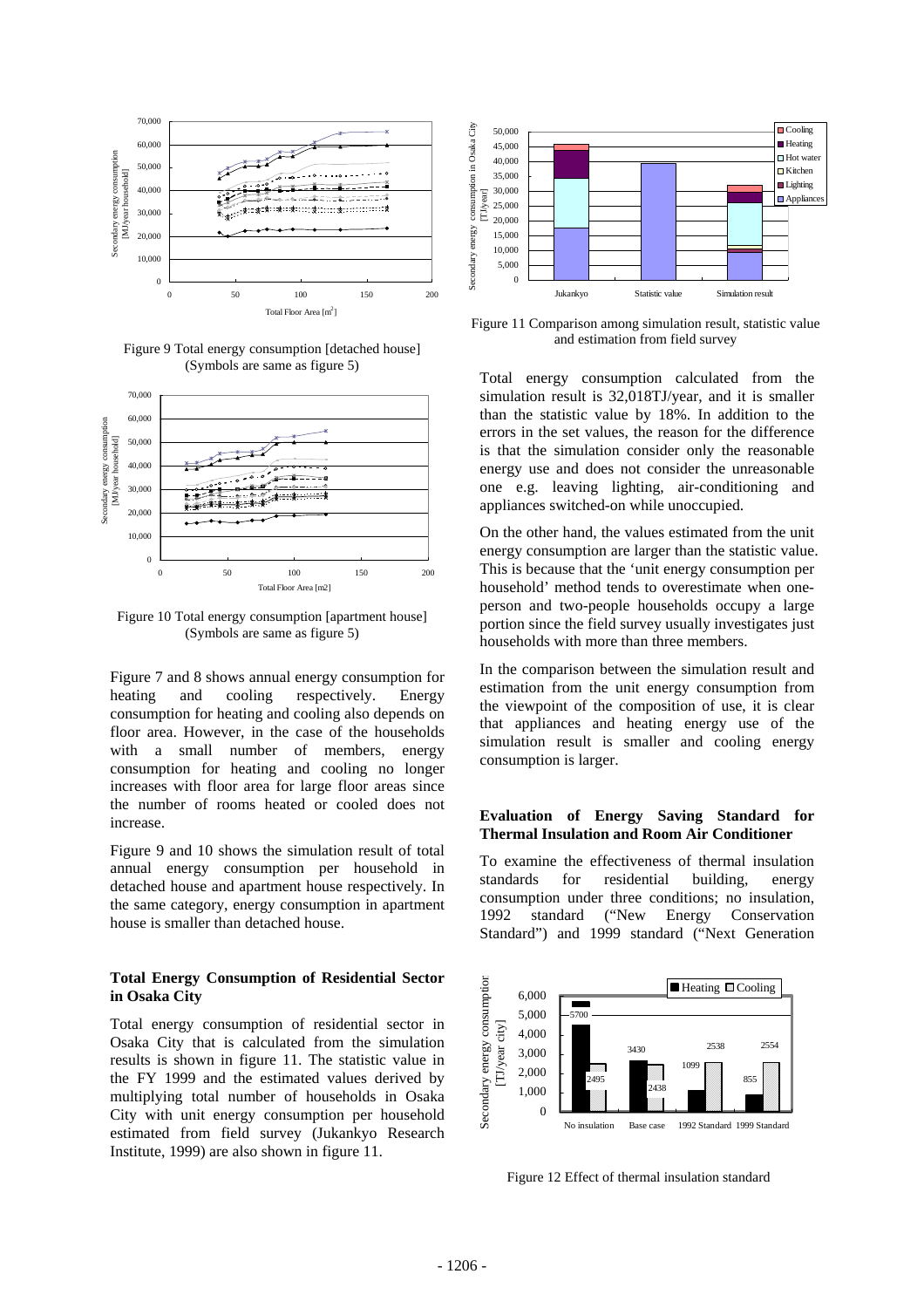Figure 9 Total energy consumption [detached house] (Symbols are same as figure 5)

Figure 10 Total energy consumption [apartment house] (Symbols are same as figure 5)

Figure 7 and 8 shows annual energy consumption for heating and cooling respectively. Energy consumption for heating and cooling also depends on floor area. However, in the case of the households with a small number of members, energy consumption for heating and cooling no longer increases with floor area for large floor areas since the number of rooms heated or cooled does not increase.

Figure 9 and 10 shows the simulation result of total annual energy consumption per household in detached house and apartment house respectively. In the same category, energy consumption in apartment house is smaller than detached house.

### Total Energy Consumption of Residential Sector in Osaka City

Total energy consumption of residential sector in Osaka City that is calculated from the simulation results is shown in figure 11. The statistic value in the FY 1999 and the estimated values derived by multiplying total number of households in Osaka City with unit energy consumption per household estimated from field survey (Jukankyo Research Institute, 1999) are also shown in figure 11.

Figure 11 Comparison among simulation result, statistic value and estimation from field survey

Total energy consumption calculated from the simulation result is 32,018TJ/year, and it is smaller than the statistic value by 18%. In addition to the errors in the set values, the reason for the difference is that the simulation consider only the reasonable energy use and does not consider the unreasonable one e.g. leaving lighting, air-conditioning and appliances switched-on while unoccupied.

On the other hand, the values estimated from the unit energy consumption are larger than the statistic value. This is because that the 'unit energy consumption per household' method tends to overestimate when one-person and two-people households occupy a large portion since the field survey usually investigates just households with more than three members.

In the comparison between the simulation result and estimation from the unit energy consumption from the viewpoint of the composition of use, it is clear that appliances and heating energy use of the simulation result is smaller and cooling energy consumption is larger.

### Evaluation of Energy Saving Standard for Thermal Insulation and Room Air Conditioner

To examine the effectiveness of thermal insulation standards for residential building, energy consumption under three conditions; no insulation, 1992 standard ("New Energy Conservation Standard") and 1999 standard ("Next Generation

Figure 12 Effect of thermal insulation standard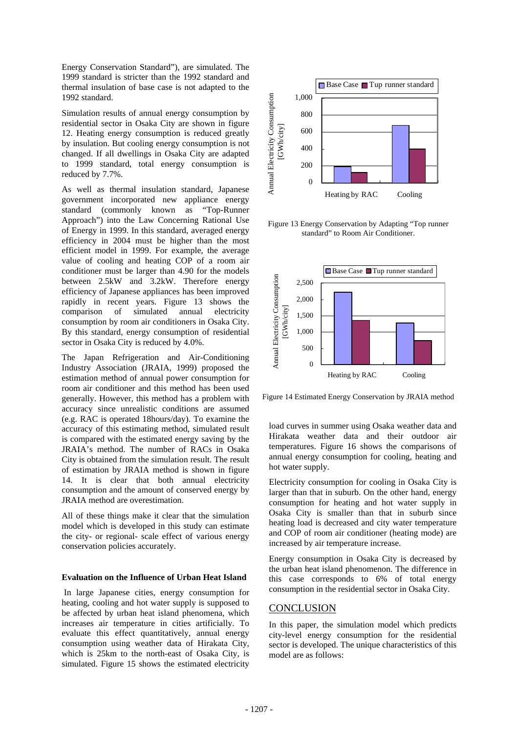Energy Conservation Standard"), are simulated. The 1999 standard is stricter than the 1992 standard and thermal insulation of base case is not adapted to the 1992 standard.

Simulation results of annual energy consumption by residential sector in Osaka City are shown in figure 12. Heating energy consumption is reduced greatly by insulation. But cooling energy consumption is not changed. If all dwellings in Osaka City are adapted to 1999 standard, total energy consumption is reduced by 7.7%.

As well as thermal insulation standard, Japanese government incorporated new appliance energy standard (commonly known as "Top-Runner Approach") into the Law Concerning Rational Use of Energy in 1999. In this standard, averaged energy efficiency in 2004 must be higher than the most efficient model in 1999. For example, the average value of cooling and heating COP of a room air conditioner must be larger than 4.90 for the models between 2.5kW and 3.2kW. Therefore energy efficiency of Japanese appliances has been improved rapidly in recent years. Figure 13 shows the comparison of simulated annual electricity consumption by room air conditioners in Osaka City. By this standard, energy consumption of residential sector in Osaka City is reduced by 4.0%.

The Japan Refrigeration and Air-Conditioning Industry Association (JRAIA, 1999) proposed the estimation method of annual power consumption for room air conditioner and this method has been used generally. However, this method has a problem with accuracy since unrealistic conditions are assumed (e.g. RAC is operated 18hours/day). To examine the accuracy of this estimating method, simulated result is compared with the estimated energy saving by the JRAIA's method. The number of RACs in Osaka City is obtained from the simulation result. The result of estimation by JRAIA method is shown in figure 14. It is clear that both annual electricity consumption and the amount of conserved energy by JRAIA method are overestimation.

All of these things make it clear that the simulation model which is developed in this study can estimate the city- or regional- scale effect of various energy conservation policies accurately.

Figure 13 Energy Conservation by Adapting "Top runner standard" to Room Air Conditioner.

Figure 14 Estimated Energy Conservation by JRAIA method

### Evaluation on the Influence of Urban Heat Island

In large Japanese cities, energy consumption for heating, cooling and hot water supply is supposed to be affected by urban heat island phenomena, which increases air temperature in cities artificially. To evaluate this effect quantitatively, annual energy consumption using weather data of Hirakata City, which is 25km to the north-east of Osaka City, is simulated. Figure 15 shows the estimated electricity load curves in summer using Osaka weather data and Hirakata weather data and their outdoor air temperatures. Figure 16 shows the comparisons of annual energy consumption for cooling, heating and hot water supply.

Electricity consumption for cooling in Osaka City is larger than that in suburb. On the other hand, energy consumption for heating and hot water supply in Osaka City is smaller than that in suburb since heating load is decreased and city water temperature and COP of room air conditioner (heating mode) are increased by air temperature increase.

Energy consumption in Osaka City is decreased by the urban heat island phenomenon. The difference in this case corresponds to 6% of total energy consumption in the residential sector in Osaka City.

## CONCLUSION

In this paper, the simulation model which predicts city-level energy consumption for the residential sector is developed. The unique characteristics of this model are as follows: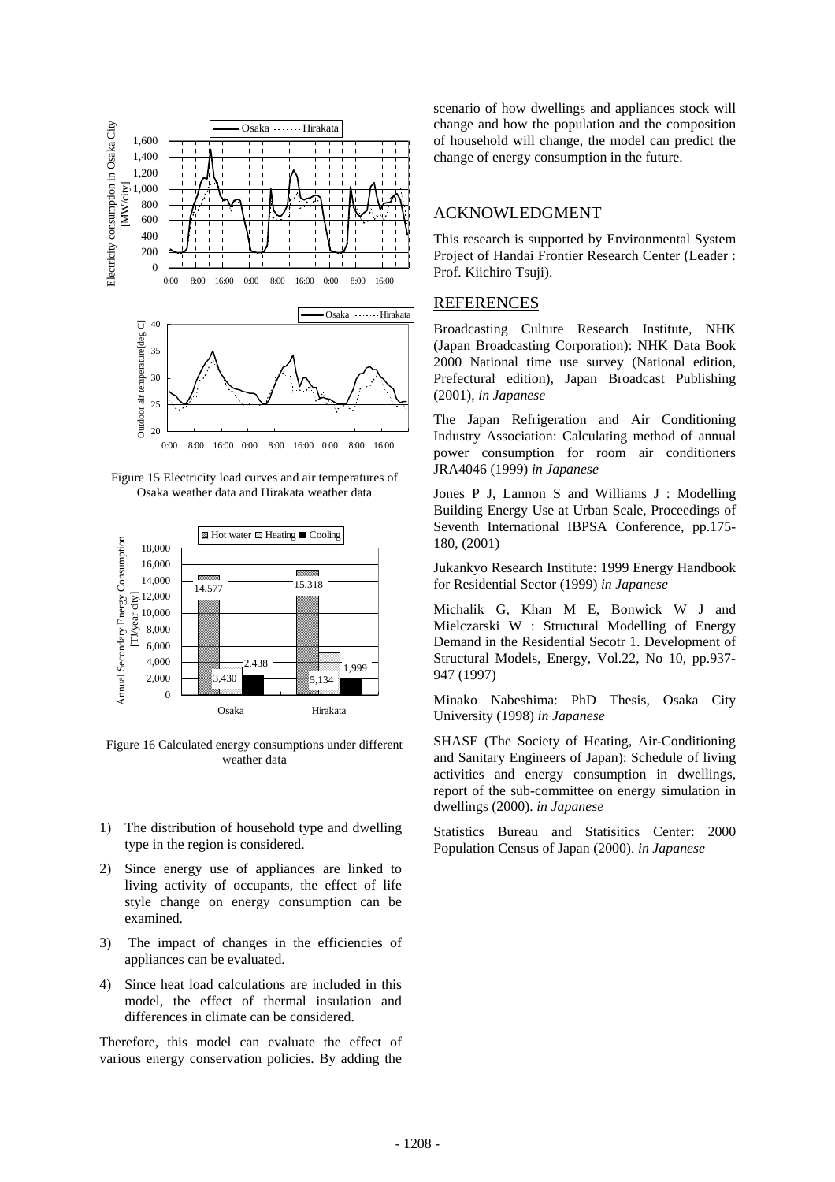Osaka Hirakata

Electricity consumption in Osaka City [MW/city]

1,600
1,400
1,200
1,000
800
600
400
200
0

0:00 8:00 16:00 0:00 8:00 16:00 0:00 8:00 16:00

Osaka Hirakata

Outdoor air temperature[deg C]

40
35
30
25
20

0:00 8:00 16:00 0:00 8:00 16:00 0:00 8:00 16:00

Figure 15 Electricity load curves and air temperatures of Osaka weather data and Hirakata weather data

Hot water Heating Cooling

Annual Secondary Energy Consumption [TJ/year city]

18,000
16,000
14,000
12,000
10,000
8,000
6,000
4,000
2,000
0

14,577 3,430 2,438 15,318 5,134 1,999

Osaka Hirakata

Figure 16 Calculated energy consumptions under different weather data

1) The distribution of household type and dwelling type in the region is considered.
2) Since energy use of appliances are linked to living activity of occupants, the effect of life style change on energy consumption can be examined.
3) The impact of changes in the efficiencies of appliances can be evaluated.
4) Since heat load calculations are included in this model, the effect of thermal insulation and differences in climate can be considered.

Therefore, this model can evaluate the effect of various energy conservation policies. By adding the scenario of how dwellings and appliances stock will change and how the population and the composition of household will change, the model can predict the change of energy consumption in the future.

## ACKNOWLEDGMENT

This research is supported by Environmental System Project of Handai Frontier Research Center (Leader : Prof. Kiichiro Tsuji).

## REFERENCES

Broadcasting Culture Research Institute, NHK (Japan Broadcasting Corporation): NHK Data Book 2000 National time use survey (National edition, Prefectural edition), Japan Broadcast Publishing (2001), *in Japanese*

The Japan Refrigeration and Air Conditioning Industry Association: Calculating method of annual power consumption for room air conditioners JRA4046 (1999) *in Japanese*

Jones P J, Lannon S and Williams J : Modelling Building Energy Use at Urban Scale, Proceedings of Seventh International IBPSA Conference, pp.175-180, (2001)

Jukankyo Research Institute: 1999 Energy Handbook for Residential Sector (1999) *in Japanese*

Michalik G, Khan M E, Bonwick W J and Mielczarski W : Structural Modelling of Energy Demand in the Residential Secotr 1. Development of Structural Models, Energy, Vol.22, No 10, pp.937-947 (1997)

Minako Nabeshima: PhD Thesis, Osaka City University (1998) *in Japanese*

SHASE (The Society of Heating, Air-Conditioning and Sanitary Engineers of Japan): Schedule of living activities and energy consumption in dwellings, report of the sub-committee on energy simulation in dwellings (2000). *in Japanese*

Statistics Bureau and Statisitics Center: 2000 Population Census of Japan (2000). *in Japanese*